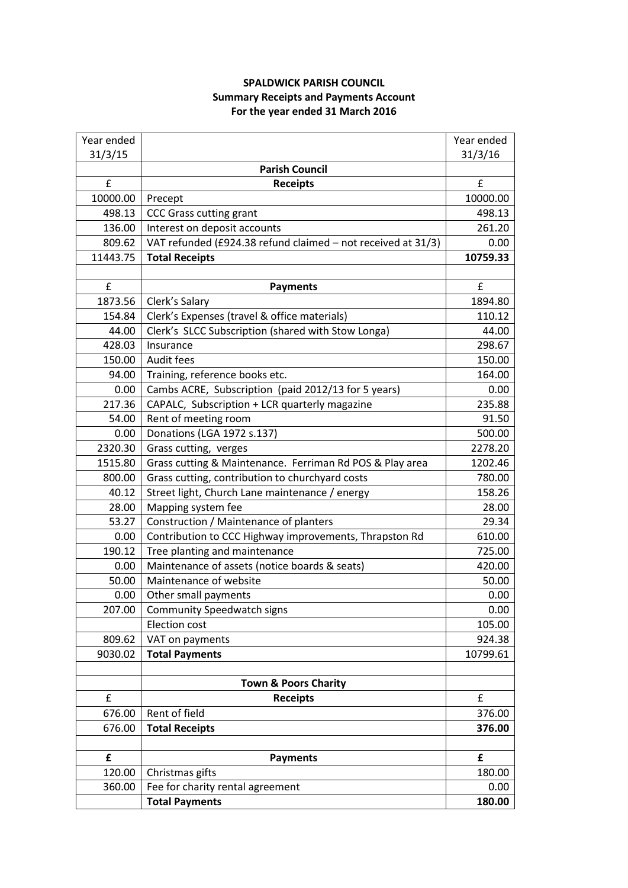**SPALDWICK PARISH COUNCIL**
**Summary Receipts and Payments Account**
**For the year ended 31 March 2016**

| Year ended 31/3/15 | | Year ended 31/3/16 |
|---|---|---|
| | **Parish Council** | |
| £ | **Receipts** | £ |
| 10000.00 | Precept | 10000.00 |
| 498.13 | CCC Grass cutting grant | 498.13 |
| 136.00 | Interest on deposit accounts | 261.20 |
| 809.62 | VAT refunded (£924.38 refund claimed – not received at 31/3) | 0.00 |
| 11443.75 | **Total Receipts** | **10759.33** |
| | | |
| £ | **Payments** | £ |
| 1873.56 | Clerk's Salary | 1894.80 |
| 154.84 | Clerk's Expenses (travel & office materials) | 110.12 |
| 44.00 | Clerk's SLCC Subscription (shared with Stow Longa) | 44.00 |
| 428.03 | Insurance | 298.67 |
| 150.00 | Audit fees | 150.00 |
| 94.00 | Training, reference books etc. | 164.00 |
| 0.00 | Cambs ACRE, Subscription (paid 2012/13 for 5 years) | 0.00 |
| 217.36 | CAPALC, Subscription + LCR quarterly magazine | 235.88 |
| 54.00 | Rent of meeting room | 91.50 |
| 0.00 | Donations (LGA 1972 s.137) | 500.00 |
| 2320.30 | Grass cutting, verges | 2278.20 |
| 1515.80 | Grass cutting & Maintenance. Ferriman Rd POS & Play area | 1202.46 |
| 800.00 | Grass cutting, contribution to churchyard costs | 780.00 |
| 40.12 | Street light, Church Lane maintenance / energy | 158.26 |
| 28.00 | Mapping system fee | 28.00 |
| 53.27 | Construction / Maintenance of planters | 29.34 |
| 0.00 | Contribution to CCC Highway improvements, Thrapston Rd | 610.00 |
| 190.12 | Tree planting and maintenance | 725.00 |
| 0.00 | Maintenance of assets (notice boards & seats) | 420.00 |
| 50.00 | Maintenance of website | 50.00 |
| 0.00 | Other small payments | 0.00 |
| 207.00 | Community Speedwatch signs | 0.00 |
| | Election cost | 105.00 |
| 809.62 | VAT on payments | 924.38 |
| 9030.02 | **Total Payments** | 10799.61 |
| | | |
| | **Town & Poors Charity** | |
| £ | **Receipts** | £ |
| 676.00 | Rent of field | 376.00 |
| 676.00 | **Total Receipts** | **376.00** |
| | | |
| **£** | **Payments** | **£** |
| 120.00 | Christmas gifts | 180.00 |
| 360.00 | Fee for charity rental agreement | 0.00 |
| | **Total Payments** | **180.00** |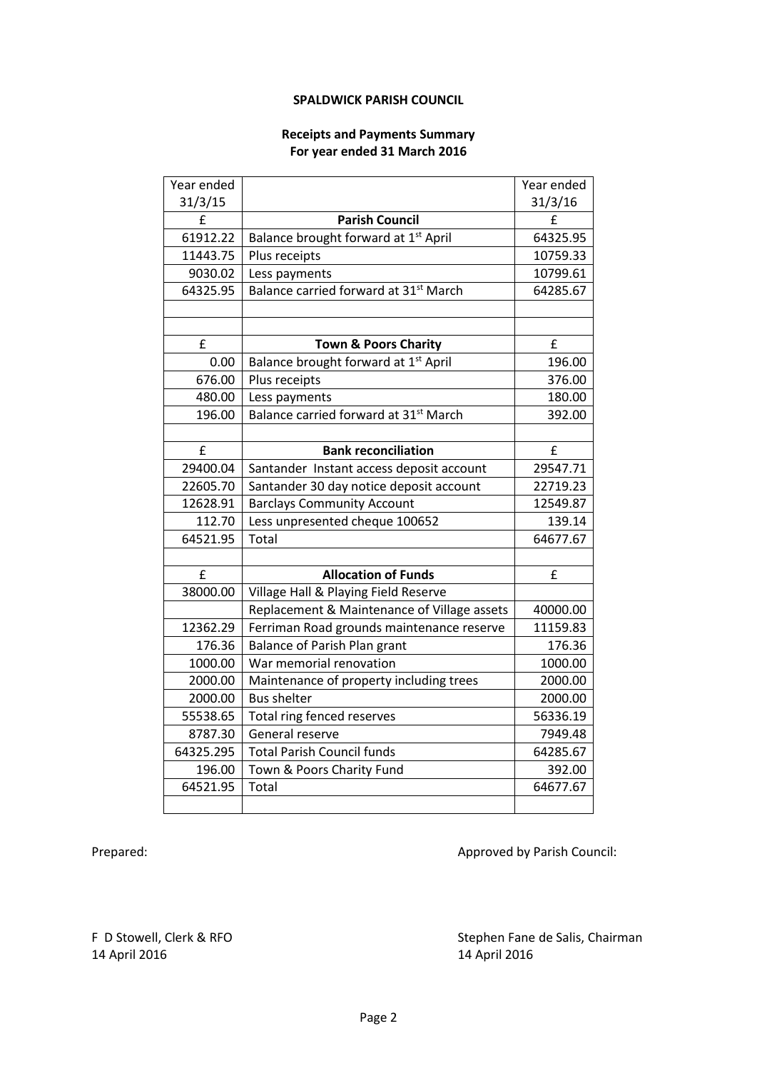**SPALDWICK PARISH COUNCIL**

**Receipts and Payments Summary**
**For year ended 31 March 2016**

| Year ended 31/3/15 | | Year ended 31/3/16 |
|---|---|---|
| £ | **Parish Council** | £ |
| 61912.22 | Balance brought forward at 1st April | 64325.95 |
| 11443.75 | Plus receipts | 10759.33 |
| 9030.02 | Less payments | 10799.61 |
| 64325.95 | Balance carried forward at 31st March | 64285.67 |
| | | |
| | | |
| £ | **Town & Poors Charity** | £ |
| 0.00 | Balance brought forward at 1st April | 196.00 |
| 676.00 | Plus receipts | 376.00 |
| 480.00 | Less payments | 180.00 |
| 196.00 | Balance carried forward at 31st March | 392.00 |
| | | |
| £ | **Bank reconciliation** | £ |
| 29400.04 | Santander Instant access deposit account | 29547.71 |
| 22605.70 | Santander 30 day notice deposit account | 22719.23 |
| 12628.91 | Barclays Community Account | 12549.87 |
| 112.70 | Less unpresented cheque 100652 | 139.14 |
| 64521.95 | Total | 64677.67 |
| | | |
| £ | **Allocation of Funds** | £ |
| 38000.00 | Village Hall & Playing Field Reserve | |
| | Replacement & Maintenance of Village assets | 40000.00 |
| 12362.29 | Ferriman Road grounds maintenance reserve | 11159.83 |
| 176.36 | Balance of Parish Plan grant | 176.36 |
| 1000.00 | War memorial renovation | 1000.00 |
| 2000.00 | Maintenance of property including trees | 2000.00 |
| 2000.00 | Bus shelter | 2000.00 |
| 55538.65 | Total ring fenced reserves | 56336.19 |
| 8787.30 | General reserve | 7949.48 |
| 64325.295 | Total Parish Council funds | 64285.67 |
| 196.00 | Town & Poors Charity Fund | 392.00 |
| 64521.95 | Total | 64677.67 |
| | | |

Prepared:

F D Stowell, Clerk & RFO
14 April 2016

Approved by Parish Council:

Stephen Fane de Salis, Chairman
14 April 2016